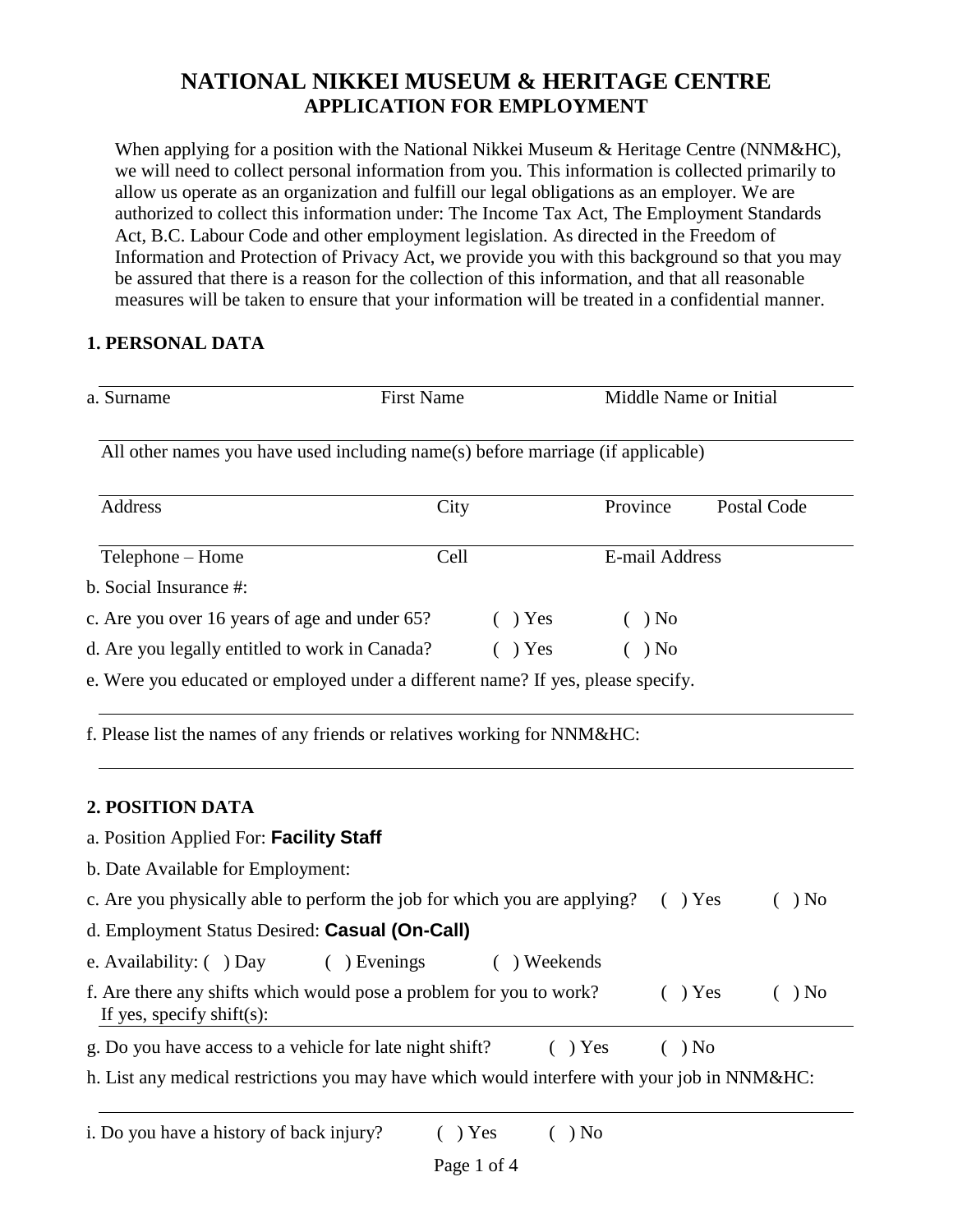# NATIONAL NIKKEI MUSEUM & HERITAGE CENTRE

## APPLICATION FOR EMPLOYMENT

When applying for a position with the National Nikkei Museum & Heritage Centre (NNM&HC), we will need to collect personal information from you. This information is collected primarily to allow us operate as an organization and fulfill our legal obligations as an employer. We are authorized to collect this information under: The Income Tax Act, The Employment Standards Act, B.C. Labour Code and other employment legislation. As directed in the Freedom of Information and Protection of Privacy Act, we provide you with this background so that you may be assured that there is a reason for the collection of this information, and that all reasonable measures will be taken to ensure that your information will be treated in a confidential manner.

### 1. PERSONAL DATA

a. Surname                First Name                Middle Name or Initial

All other names you have used including name(s) before marriage (if applicable)

Address                City                Province                Postal Code

Telephone – Home                Cell                E-mail Address

b. Social Insurance #:

c. Are you over 16 years of age and under 65?     ( ) Yes     ( ) No

d. Are you legally entitled to work in Canada?     ( ) Yes     ( ) No

e. Were you educated or employed under a different name? If yes, please specify.

f. Please list the names of any friends or relatives working for NNM&HC:

### 2. POSITION DATA

a. Position Applied For: **Facility Staff**

b. Date Available for Employment:

c. Are you physically able to perform the job for which you are applying?     ( ) Yes     ( ) No

d. Employment Status Desired: **Casual (On-Call)**

e. Availability: ( ) Day     ( ) Evenings     ( ) Weekends

f. Are there any shifts which would pose a problem for you to work?     ( ) Yes     ( ) No
If yes, specify shift(s):

g. Do you have access to a vehicle for late night shift?     ( ) Yes     ( ) No

h. List any medical restrictions you may have which would interfere with your job in NNM&HC:

i. Do you have a history of back injury?     ( ) Yes     ( ) No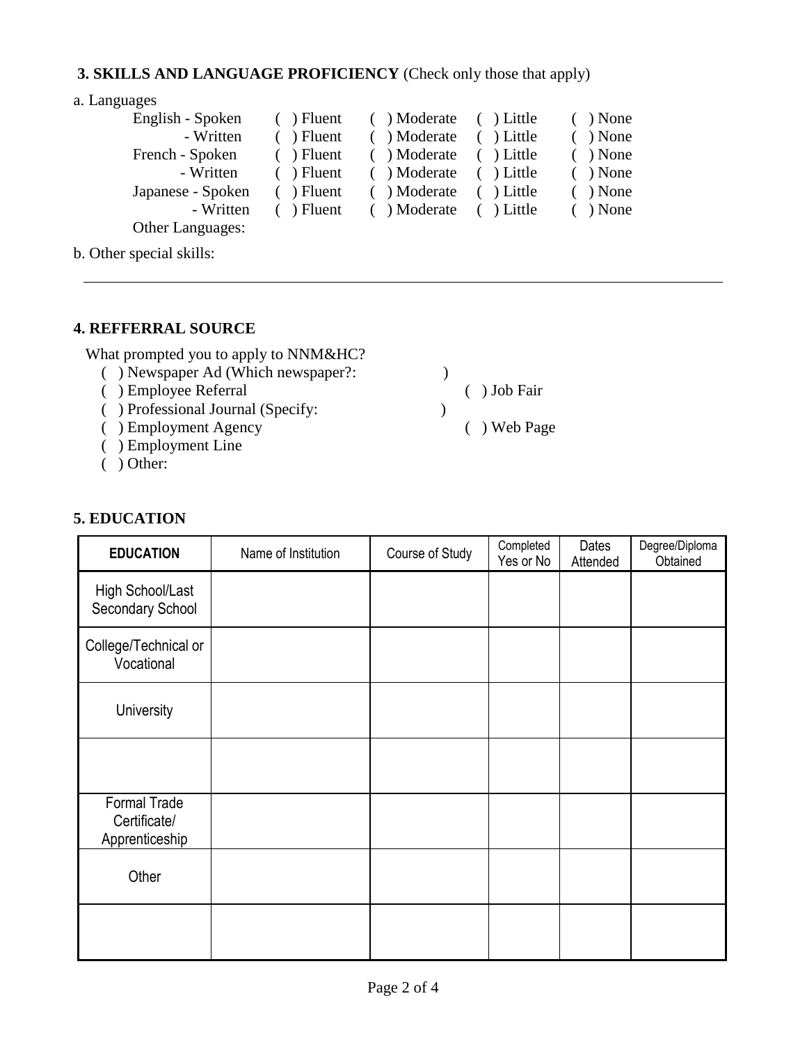**3. SKILLS AND LANGUAGE PROFICIENCY** (Check only those that apply)

a. Languages

| | | | | |
|---|---|---|---|---|
| English - Spoken | ( ) Fluent | ( ) Moderate | ( ) Little | ( ) None |
| - Written | ( ) Fluent | ( ) Moderate | ( ) Little | ( ) None |
| French - Spoken | ( ) Fluent | ( ) Moderate | ( ) Little | ( ) None |
| - Written | ( ) Fluent | ( ) Moderate | ( ) Little | ( ) None |
| Japanese - Spoken | ( ) Fluent | ( ) Moderate | ( ) Little | ( ) None |
| - Written | ( ) Fluent | ( ) Moderate | ( ) Little | ( ) None |

Other Languages:

b. Other special skills:

---

**4. REFFERRAL SOURCE**

What prompted you to apply to NNM&HC?

( ) Newspaper Ad (Which newspaper?: )
( ) Employee Referral ( ) Job Fair
( ) Professional Journal (Specify: )
( ) Employment Agency ( ) Web Page
( ) Employment Line
( ) Other:

**5. EDUCATION**

| EDUCATION | Name of Institution | Course of Study | Completed Yes or No | Dates Attended | Degree/Diploma Obtained |
|---|---|---|---|---|---|
| High School/Last Secondary School | | | | | |
| College/Technical or Vocational | | | | | |
| University | | | | | |
| | | | | | |
| Formal Trade Certificate/ Apprenticeship | | | | | |
| Other | | | | | |
| | | | | | |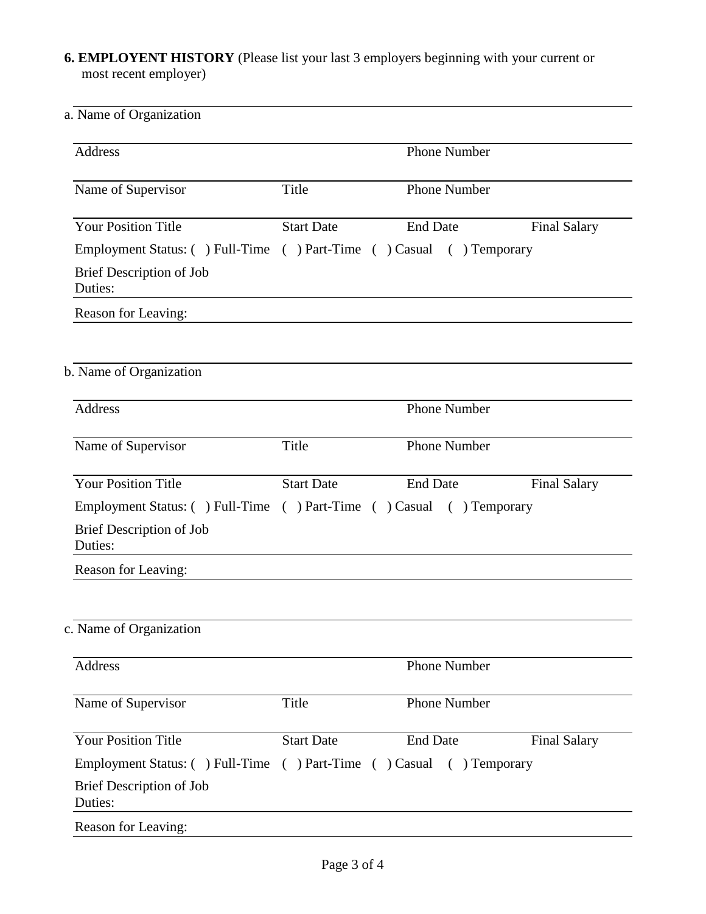**6. EMPLOYENT HISTORY** (Please list your last 3 employers beginning with your current or most recent employer)

a. Name of Organization

| Address | | Phone Number | |
|---|---|---|---|
| Name of Supervisor | Title | Phone Number | |
| Your Position Title | Start Date | End Date | Final Salary |

Employment Status: ( ) Full-Time ( ) Part-Time ( ) Casual ( ) Temporary

Brief Description of Job Duties:

Reason for Leaving:

b. Name of Organization

| Address | | Phone Number | |
|---|---|---|---|
| Name of Supervisor | Title | Phone Number | |
| Your Position Title | Start Date | End Date | Final Salary |

Employment Status: ( ) Full-Time ( ) Part-Time ( ) Casual ( ) Temporary

Brief Description of Job Duties:

Reason for Leaving:

c. Name of Organization

| Address | | Phone Number | |
|---|---|---|---|
| Name of Supervisor | Title | Phone Number | |
| Your Position Title | Start Date | End Date | Final Salary |

Employment Status: ( ) Full-Time ( ) Part-Time ( ) Casual ( ) Temporary

Brief Description of Job Duties:

Reason for Leaving: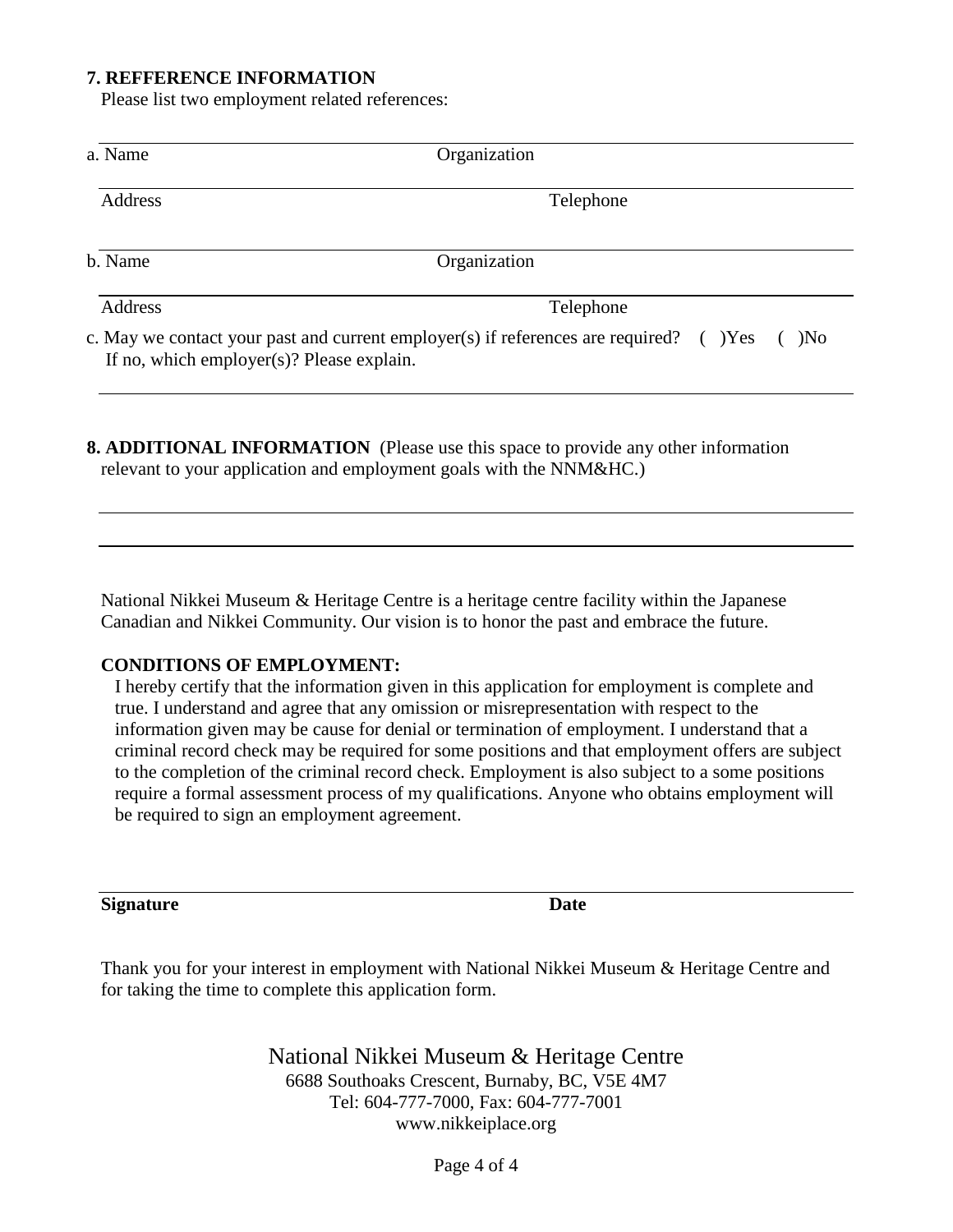**7. REFFERENCE INFORMATION**

Please list two employment related references:

a. Name Organization

Address Telephone

b. Name Organization

Address Telephone

c. May we contact your past and current employer(s) if references are required? ( )Yes ( )No
If no, which employer(s)? Please explain.

**8. ADDITIONAL INFORMATION** (Please use this space to provide any other information relevant to your application and employment goals with the NNM&HC.)

National Nikkei Museum & Heritage Centre is a heritage centre facility within the Japanese Canadian and Nikkei Community. Our vision is to honor the past and embrace the future.

**CONDITIONS OF EMPLOYMENT:**

I hereby certify that the information given in this application for employment is complete and true. I understand and agree that any omission or misrepresentation with respect to the information given may be cause for denial or termination of employment. I understand that a criminal record check may be required for some positions and that employment offers are subject to the completion of the criminal record check. Employment is also subject to a some positions require a formal assessment process of my qualifications. Anyone who obtains employment will be required to sign an employment agreement.

**Signature** **Date**

Thank you for your interest in employment with National Nikkei Museum & Heritage Centre and for taking the time to complete this application form.

National Nikkei Museum & Heritage Centre
6688 Southoaks Crescent, Burnaby, BC, V5E 4M7
Tel: 604-777-7000, Fax: 604-777-7001
www.nikkeiplace.org